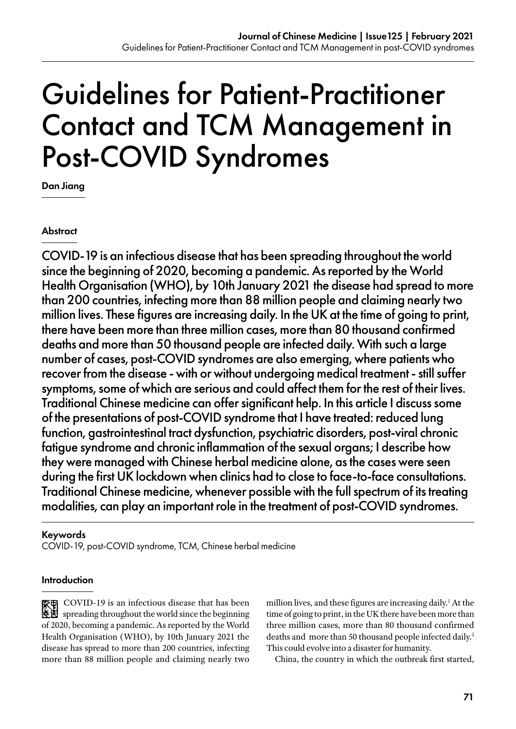# Guidelines for Patient-Practitioner Contact and TCM Management in Post-COVID Syndromes

**Dan Jiang**

#### Abstract

COVID-19 is an infectious disease that has been spreading throughout the world since the beginning of 2020, becoming a pandemic. As reported by the World Health Organisation (WHO), by 10th January 2021 the disease had spread to more than 200 countries, infecting more than 88 million people and claiming nearly two million lives. These figures are increasing daily. In the UK at the time of going to print, there have been more than three million cases, more than 80 thousand confirmed deaths and more than 50 thousand people are infected daily. With such a large number of cases, post-COVID syndromes are also emerging, where patients who recover from the disease - with or without undergoing medical treatment - still suffer symptoms, some of which are serious and could affect them for the rest of their lives. Traditional Chinese medicine can offer significant help. In this article I discuss some of the presentations of post-COVID syndrome that I have treated: reduced lung function, gastrointestinal tract dysfunction, psychiatric disorders, post-viral chronic fatigue syndrome and chronic inflammation of the sexual organs; I describe how they were managed with Chinese herbal medicine alone, as the cases were seen during the first UK lockdown when clinics had to close to face-to-face consultations. Traditional Chinese medicine, whenever possible with the full spectrum of its treating modalities, can play an important role in the treatment of post-COVID syndromes.

#### Keywords

COVID-19, post-COVID syndrome, TCM, Chinese herbal medicine

#### Introduction

COVID-19 is an infectious disease that has been spreading throughout the world since the beginning of 2020, becoming a pandemic. As reported by the World Health Organisation (WHO), by 10th January 2021 the disease has spread to more than 200 countries, infecting more than 88 million people and claiming nearly two million lives, and these figures are increasing daily.[1] At the time of going to print, in the UK there have been more than three million cases, more than 80 thousand confirmed deaths and more than 50 thousand people infected daily.[2] This could evolve into a disaster for humanity.

China, the country in which the outbreak first started,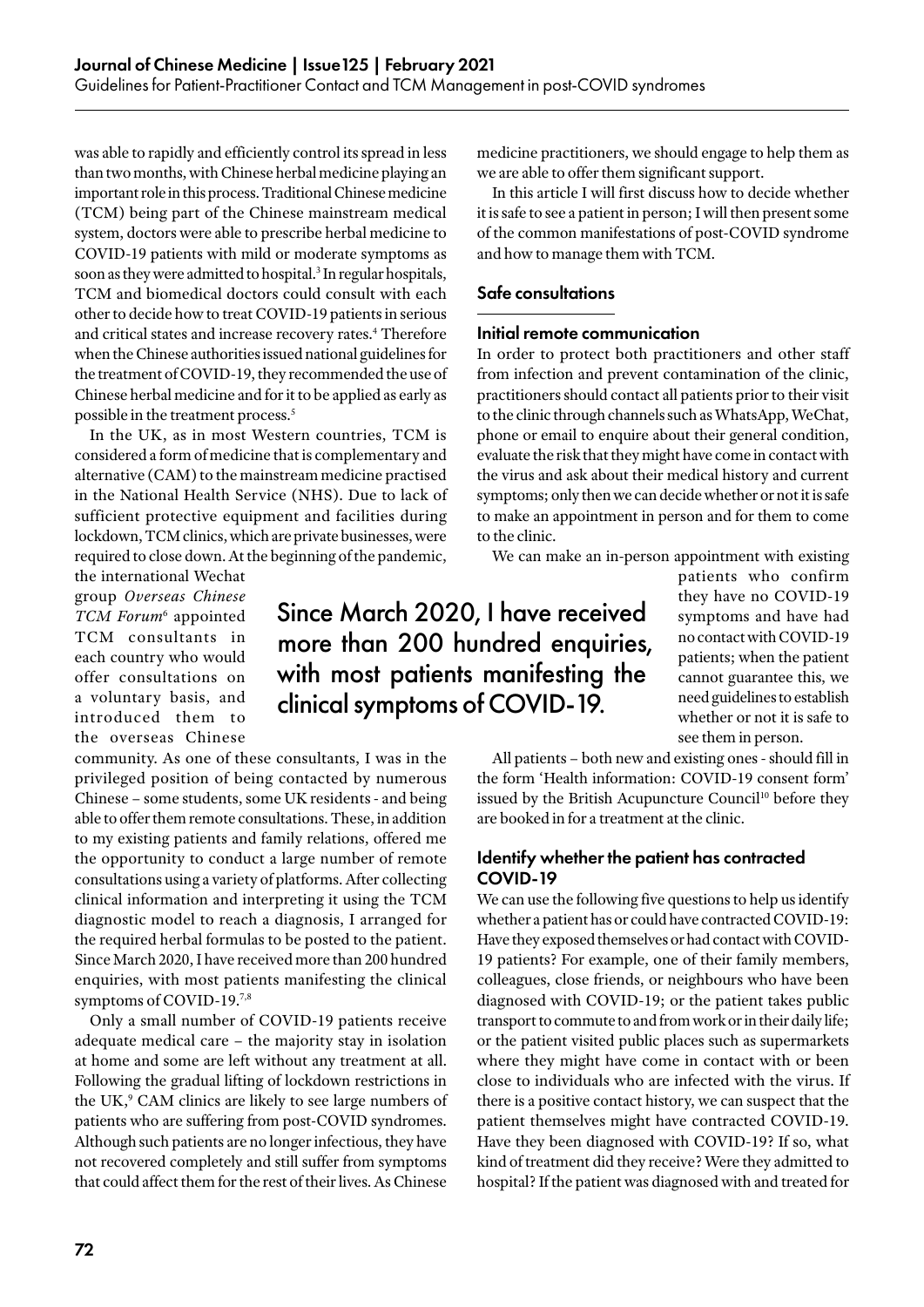was able to rapidly and efficiently control its spread in less than two months, with Chinese herbal medicine playing an important role in this process. Traditional Chinese medicine (TCM) being part of the Chinese mainstream medical system, doctors were able to prescribe herbal medicine to COVID-19 patients with mild or moderate symptoms as soon as they were admitted to hospital.[3] In regular hospitals, TCM and biomedical doctors could consult with each other to decide how to treat COVID-19 patients in serious and critical states and increase recovery rates.[4] Therefore when the Chinese authorities issued national guidelines for the treatment of COVID-19, they recommended the use of Chinese herbal medicine and for it to be applied as early as possible in the treatment process.[5]

In the UK, as in most Western countries, TCM is considered a form of medicine that is complementary and alternative (CAM) to the mainstream medicine practised in the National Health Service (NHS). Due to lack of sufficient protective equipment and facilities during lockdown, TCM clinics, which are private businesses, were required to close down. At the beginning of the pandemic, the international Wechat group *Overseas Chinese TCM Forum*[6] appointed TCM consultants in each country who would offer consultations on a voluntary basis, and introduced them to the overseas Chinese community. As one of these consultants, I was in the privileged position of being contacted by numerous Chinese – some students, some UK residents - and being able to offer them remote consultations. These, in addition to my existing patients and family relations, offered me the opportunity to conduct a large number of remote consultations using a variety of platforms. After collecting clinical information and interpreting it using the TCM diagnostic model to reach a diagnosis, I arranged for the required herbal formulas to be posted to the patient. Since March 2020, I have received more than 200 hundred enquiries, with most patients manifesting the clinical symptoms of COVID-19.[7,8]

> Since March 2020, I have received more than 200 hundred enquiries, with most patients manifesting the clinical symptoms of COVID-19.

Only a small number of COVID-19 patients receive adequate medical care – the majority stay in isolation at home and some are left without any treatment at all. Following the gradual lifting of lockdown restrictions in the UK,[9] CAM clinics are likely to see large numbers of patients who are suffering from post-COVID syndromes. Although such patients are no longer infectious, they have not recovered completely and still suffer from symptoms that could affect them for the rest of their lives. As Chinese medicine practitioners, we should engage to help them as we are able to offer them significant support.

In this article I will first discuss how to decide whether it is safe to see a patient in person; I will then present some of the common manifestations of post-COVID syndrome and how to manage them with TCM.

## Safe consultations

### Initial remote communication

In order to protect both practitioners and other staff from infection and prevent contamination of the clinic, practitioners should contact all patients prior to their visit to the clinic through channels such as WhatsApp, WeChat, phone or email to enquire about their general condition, evaluate the risk that they might have come in contact with the virus and ask about their medical history and current symptoms; only then we can decide whether or not it is safe to make an appointment in person and for them to come to the clinic.

We can make an in-person appointment with existing patients who confirm they have no COVID-19 symptoms and have had no contact with COVID-19 patients; when the patient cannot guarantee this, we need guidelines to establish whether or not it is safe to see them in person.

All patients – both new and existing ones - should fill in the form 'Health information: COVID-19 consent form' issued by the British Acupuncture Council[10] before they are booked in for a treatment at the clinic.

### Identify whether the patient has contracted COVID-19

We can use the following five questions to help us identify whether a patient has or could have contracted COVID-19: Have they exposed themselves or had contact with COVID-19 patients? For example, one of their family members, colleagues, close friends, or neighbours who have been diagnosed with COVID-19; or the patient takes public transport to commute to and from work or in their daily life; or the patient visited public places such as supermarkets where they might have come in contact with or been close to individuals who are infected with the virus. If there is a positive contact history, we can suspect that the patient themselves might have contracted COVID-19. Have they been diagnosed with COVID-19? If so, what kind of treatment did they receive? Were they admitted to hospital? If the patient was diagnosed with and treated for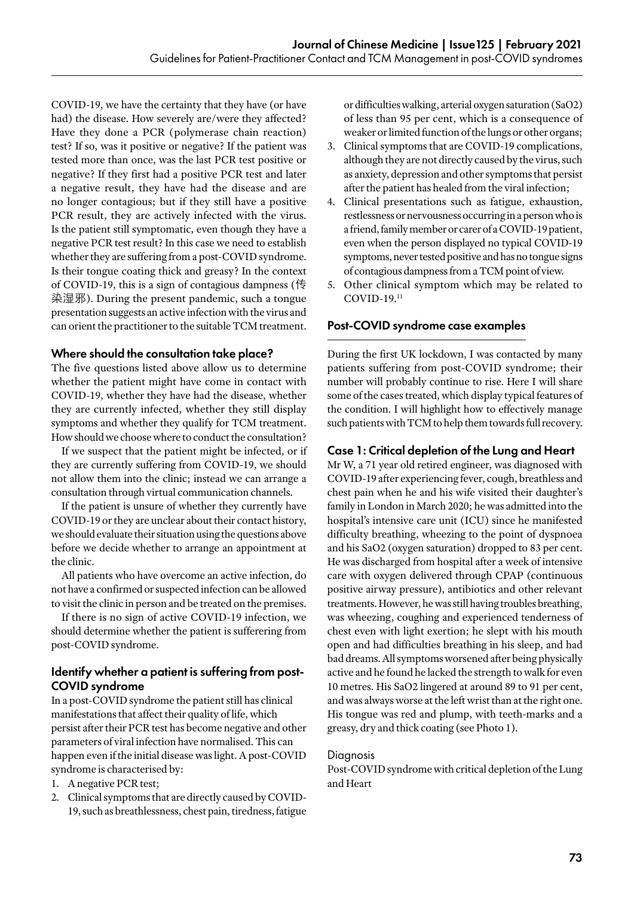COVID-19, we have the certainty that they have (or have had) the disease. How severely are/were they affected? Have they done a PCR (polymerase chain reaction) test? If so, was it positive or negative? If the patient was tested more than once, was the last PCR test positive or negative? If they first had a positive PCR test and later a negative result, they have had the disease and are no longer contagious; but if they still have a positive PCR result, they are actively infected with the virus. Is the patient still symptomatic, even though they have a negative PCR test result? In this case we need to establish whether they are suffering from a post-COVID syndrome. Is their tongue coating thick and greasy? In the context of COVID-19, this is a sign of contagious dampness (传染湿邪). During the present pandemic, such a tongue presentation suggests an active infection with the virus and can orient the practitioner to the suitable TCM treatment.

### Where should the consultation take place?

The five questions listed above allow us to determine whether the patient might have come in contact with COVID-19, whether they have had the disease, whether they are currently infected, whether they still display symptoms and whether they qualify for TCM treatment. How should we choose where to conduct the consultation?

If we suspect that the patient might be infected, or if they are currently suffering from COVID-19, we should not allow them into the clinic; instead we can arrange a consultation through virtual communication channels.

If the patient is unsure of whether they currently have COVID-19 or they are unclear about their contact history, we should evaluate their situation using the questions above before we decide whether to arrange an appointment at the clinic.

All patients who have overcome an active infection, do not have a confirmed or suspected infection can be allowed to visit the clinic in person and be treated on the premises.

If there is no sign of active COVID-19 infection, we should determine whether the patient is sufferering from post-COVID syndrome.

### Identify whether a patient is suffering from post-COVID syndrome

In a post-COVID syndrome the patient still has clinical manifestations that affect their quality of life, which persist after their PCR test has become negative and other parameters of viral infection have normalised. This can happen even if the initial disease was light. A post-COVID syndrome is characterised by:

1. A negative PCR test;
2. Clinical symptoms that are directly caused by COVID-19, such as breathlessness, chest pain, tiredness, fatigue or difficulties walking, arterial oxygen saturation (SaO2) of less than 95 per cent, which is a consequence of weaker or limited function of the lungs or other organs;
3. Clinical symptoms that are COVID-19 complications, although they are not directly caused by the virus, such as anxiety, depression and other symptoms that persist after the patient has healed from the viral infection;
4. Clinical presentations such as fatigue, exhaustion, restlessness or nervousness occurring in a person who is a friend, family member or carer of a COVID-19 patient, even when the person displayed no typical COVID-19 symptoms, never tested positive and has no tongue signs of contagious dampness from a TCM point of view.
5. Other clinical symptom which may be related to COVID-19.[11]

## Post-COVID syndrome case examples

During the first UK lockdown, I was contacted by many patients suffering from post-COVID syndrome; their number will probably continue to rise. Here I will share some of the cases treated, which display typical features of the condition. I will highlight how to effectively manage such patients with TCM to help them towards full recovery.

### Case 1: Critical depletion of the Lung and Heart

Mr W, a 71 year old retired engineer, was diagnosed with COVID-19 after experiencing fever, cough, breathless and chest pain when he and his wife visited their daughter's family in London in March 2020; he was admitted into the hospital's intensive care unit (ICU) since he manifested difficulty breathing, wheezing to the point of dyspnoea and his SaO2 (oxygen saturation) dropped to 83 per cent. He was discharged from hospital after a week of intensive care with oxygen delivered through CPAP (continuous positive airway pressure), antibiotics and other relevant treatments. However, he was still having troubles breathing, was wheezing, coughing and experienced tenderness of chest even with light exertion; he slept with his mouth open and had difficulties breathing in his sleep, and had bad dreams. All symptoms worsened after being physically active and he found he lacked the strength to walk for even 10 metres. His SaO2 lingered at around 89 to 91 per cent, and was always worse at the left wrist than at the right one. His tongue was red and plump, with teeth-marks and a greasy, dry and thick coating (see Photo 1).

#### Diagnosis

Post-COVID syndrome with critical depletion of the Lung and Heart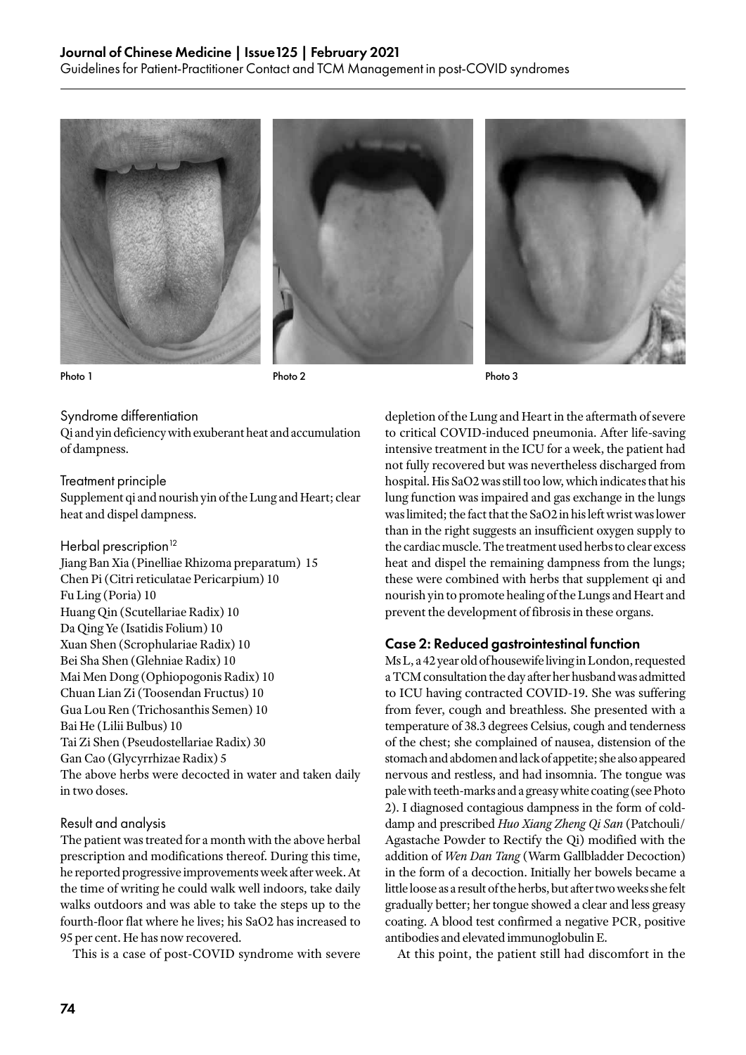Photo 1

Photo 2

Photo 3

### Syndrome differentiation

Qi and yin deficiency with exuberant heat and accumulation of dampness.

### Treatment principle

Supplement qi and nourish yin of the Lung and Heart; clear heat and dispel dampness.

### Herbal prescription[12]

Jiang Ban Xia (Pinelliae Rhizoma preparatum) 15
Chen Pi (Citri reticulatae Pericarpium) 10
Fu Ling (Poria) 10
Huang Qin (Scutellariae Radix) 10
Da Qing Ye (Isatidis Folium) 10
Xuan Shen (Scrophulariae Radix) 10
Bei Sha Shen (Glehniae Radix) 10
Mai Men Dong (Ophiopogonis Radix) 10
Chuan Lian Zi (Toosendan Fructus) 10
Gua Lou Ren (Trichosanthis Semen) 10
Bai He (Lilii Bulbus) 10
Tai Zi Shen (Pseudostellariae Radix) 30
Gan Cao (Glycyrrhizae Radix) 5
The above herbs were decocted in water and taken daily in two doses.

### Result and analysis

The patient was treated for a month with the above herbal prescription and modifications thereof. During this time, he reported progressive improvements week after week. At the time of writing he could walk well indoors, take daily walks outdoors and was able to take the steps up to the fourth-floor flat where he lives; his SaO2 has increased to 95 per cent. He has now recovered.

This is a case of post-COVID syndrome with severe depletion of the Lung and Heart in the aftermath of severe to critical COVID-induced pneumonia. After life-saving intensive treatment in the ICU for a week, the patient had not fully recovered but was nevertheless discharged from hospital. His SaO2 was still too low, which indicates that his lung function was impaired and gas exchange in the lungs was limited; the fact that the SaO2 in his left wrist was lower than in the right suggests an insufficient oxygen supply to the cardiac muscle. The treatment used herbs to clear excess heat and dispel the remaining dampness from the lungs; these were combined with herbs that supplement qi and nourish yin to promote healing of the Lungs and Heart and prevent the development of fibrosis in these organs.

## Case 2: Reduced gastrointestinal function

Ms L, a 42 year old of housewife living in London, requested a TCM consultation the day after her husband was admitted to ICU having contracted COVID-19. She was suffering from fever, cough and breathless. She presented with a temperature of 38.3 degrees Celsius, cough and tenderness of the chest; she complained of nausea, distension of the stomach and abdomen and lack of appetite; she also appeared nervous and restless, and had insomnia. The tongue was pale with teeth-marks and a greasy white coating (see Photo 2). I diagnosed contagious dampness in the form of cold-damp and prescribed *Huo Xiang Zheng Qi San* (Patchouli/Agastache Powder to Rectify the Qi) modified with the addition of *Wen Dan Tang* (Warm Gallbladder Decoction) in the form of a decoction. Initially her bowels became a little loose as a result of the herbs, but after two weeks she felt gradually better; her tongue showed a clear and less greasy coating. A blood test confirmed a negative PCR, positive antibodies and elevated immunoglobulin E.

At this point, the patient still had discomfort in the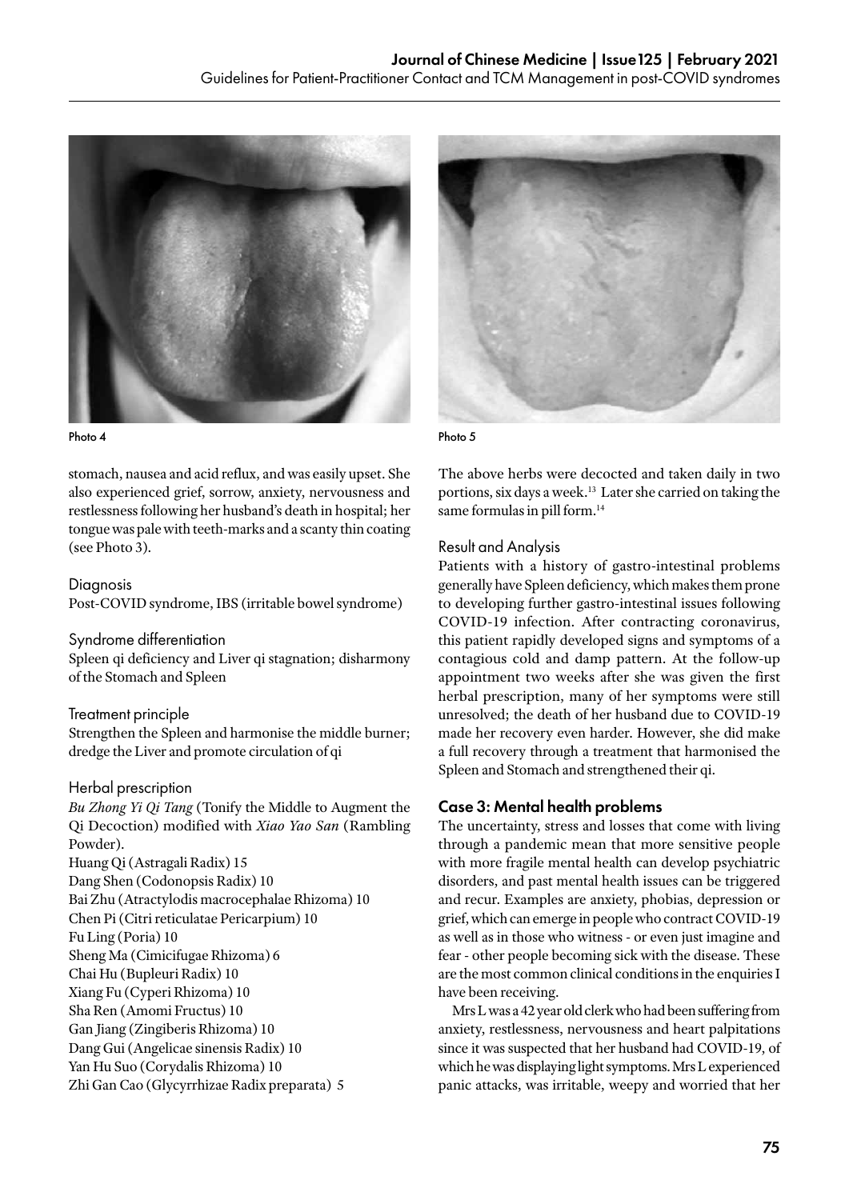Photo 4

Photo 5

stomach, nausea and acid reflux, and was easily upset. She also experienced grief, sorrow, anxiety, nervousness and restlessness following her husband's death in hospital; her tongue was pale with teeth-marks and a scanty thin coating (see Photo 3).

### Diagnosis

Post-COVID syndrome, IBS (irritable bowel syndrome)

### Syndrome differentiation

Spleen qi deficiency and Liver qi stagnation; disharmony of the Stomach and Spleen

### Treatment principle

Strengthen the Spleen and harmonise the middle burner; dredge the Liver and promote circulation of qi

### Herbal prescription

*Bu Zhong Yi Qi Tang* (Tonify the Middle to Augment the Qi Decoction) modified with *Xiao Yao San* (Rambling Powder).

Huang Qi (Astragali Radix) 15
Dang Shen (Codonopsis Radix) 10
Bai Zhu (Atractylodis macrocephalae Rhizoma) 10
Chen Pi (Citri reticulatae Pericarpium) 10
Fu Ling (Poria) 10
Sheng Ma (Cimicifugae Rhizoma) 6
Chai Hu (Bupleuri Radix) 10
Xiang Fu (Cyperi Rhizoma) 10
Sha Ren (Amomi Fructus) 10
Gan Jiang (Zingiberis Rhizoma) 10
Dang Gui (Angelicae sinensis Radix) 10
Yan Hu Suo (Corydalis Rhizoma) 10
Zhi Gan Cao (Glycyrrhizae Radix preparata) 5

The above herbs were decocted and taken daily in two portions, six days a week.[13] Later she carried on taking the same formulas in pill form.[14]

### Result and Analysis

Patients with a history of gastro-intestinal problems generally have Spleen deficiency, which makes them prone to developing further gastro-intestinal issues following COVID-19 infection. After contracting coronavirus, this patient rapidly developed signs and symptoms of a contagious cold and damp pattern. At the follow-up appointment two weeks after she was given the first herbal prescription, many of her symptoms were still unresolved; the death of her husband due to COVID-19 made her recovery even harder. However, she did make a full recovery through a treatment that harmonised the Spleen and Stomach and strengthened their qi.

## Case 3: Mental health problems

The uncertainty, stress and losses that come with living through a pandemic mean that more sensitive people with more fragile mental health can develop psychiatric disorders, and past mental health issues can be triggered and recur. Examples are anxiety, phobias, depression or grief, which can emerge in people who contract COVID-19 as well as in those who witness - or even just imagine and fear - other people becoming sick with the disease. These are the most common clinical conditions in the enquiries I have been receiving.

Mrs L was a 42 year old clerk who had been suffering from anxiety, restlessness, nervousness and heart palpitations since it was suspected that her husband had COVID-19, of which he was displaying light symptoms. Mrs L experienced panic attacks, was irritable, weepy and worried that her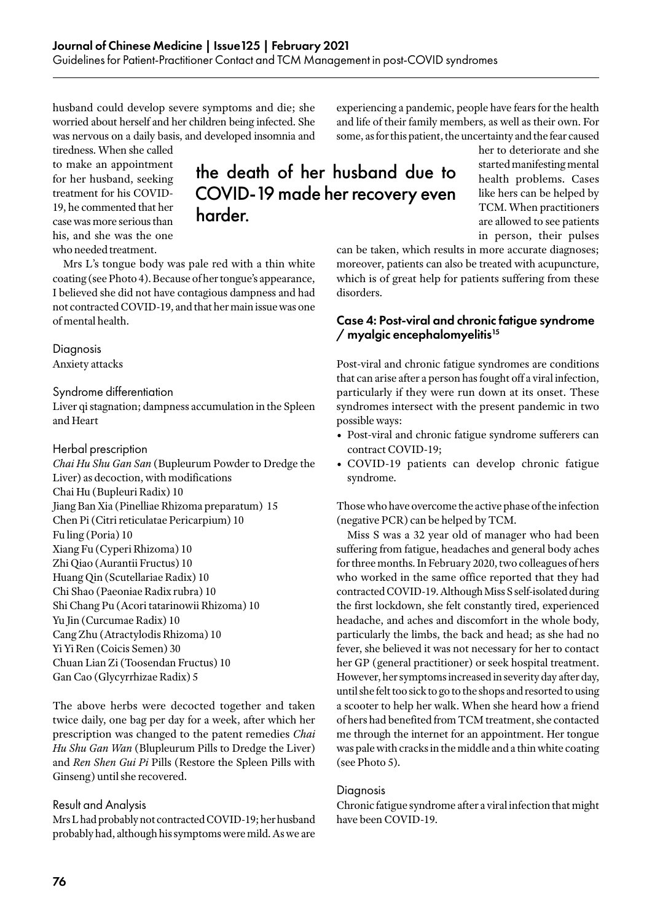husband could develop severe symptoms and die; she worried about herself and her children being infected. She was nervous on a daily basis, and developed insomnia and tiredness. When she called to make an appointment for her husband, seeking treatment for his COVID-19, he commented that her case was more serious than his, and she was the one who needed treatment.

Mrs L's tongue body was pale red with a thin white coating (see Photo 4). Because of her tongue's appearance, I believed she did not have contagious dampness and had not contracted COVID-19, and that her main issue was one of mental health.

### Diagnosis

Anxiety attacks

### Syndrome differentiation

Liver qi stagnation; dampness accumulation in the Spleen and Heart

### Herbal prescription

*Chai Hu Shu Gan San* (Bupleurum Powder to Dredge the Liver) as decoction, with modifications

Chai Hu (Bupleuri Radix) 10
Jiang Ban Xia (Pinelliae Rhizoma preparatum) 15
Chen Pi (Citri reticulatae Pericarpium) 10
Fu ling (Poria) 10
Xiang Fu (Cyperi Rhizoma) 10
Zhi Qiao (Aurantii Fructus) 10
Huang Qin (Scutellariae Radix) 10
Chi Shao (Paeoniae Radix rubra) 10
Shi Chang Pu (Acori tatarinowii Rhizoma) 10
Yu Jin (Curcumae Radix) 10
Cang Zhu (Atractylodis Rhizoma) 10
Yi Yi Ren (Coicis Semen) 30
Chuan Lian Zi (Toosendan Fructus) 10
Gan Cao (Glycyrrhizae Radix) 5

The above herbs were decocted together and taken twice daily, one bag per day for a week, after which her prescription was changed to the patent remedies *Chai Hu Shu Gan Wan* (Blupleurum Pills to Dredge the Liver) and *Ren Shen Gui Pi* Pills (Restore the Spleen Pills with Ginseng) until she recovered.

### Result and Analysis

Mrs L had probably not contracted COVID-19; her husband probably had, although his symptoms were mild. As we are experiencing a pandemic, people have fears for the health and life of their family members, as well as their own. For some, as for this patient, the uncertainty and the fear caused her to deteriorate and she started manifesting mental health problems. Cases like hers can be helped by TCM. When practitioners are allowed to see patients in person, their pulses can be taken, which results in more accurate diagnoses; moreover, patients can also be treated with acupuncture, which is of great help for patients suffering from these disorders.

> the death of her husband due to COVID-19 made her recovery even harder.

## Case 4: Post-viral and chronic fatigue syndrome / myalgic encephalomyelitis[15]

Post-viral and chronic fatigue syndromes are conditions that can arise after a person has fought off a viral infection, particularly if they were run down at its onset. These syndromes intersect with the present pandemic in two possible ways:

- Post-viral and chronic fatigue syndrome sufferers can contract COVID-19;
- COVID-19 patients can develop chronic fatigue syndrome.

Those who have overcome the active phase of the infection (negative PCR) can be helped by TCM.

Miss S was a 32 year old of manager who had been suffering from fatigue, headaches and general body aches for three months. In February 2020, two colleagues of hers who worked in the same office reported that they had contracted COVID-19. Although Miss S self-isolated during the first lockdown, she felt constantly tired, experienced headache, and aches and discomfort in the whole body, particularly the limbs, the back and head; as she had no fever, she believed it was not necessary for her to contact her GP (general practitioner) or seek hospital treatment. However, her symptoms increased in severity day after day, until she felt too sick to go to the shops and resorted to using a scooter to help her walk. When she heard how a friend of hers had benefited from TCM treatment, she contacted me through the internet for an appointment. Her tongue was pale with cracks in the middle and a thin white coating (see Photo 5).

### Diagnosis

Chronic fatigue syndrome after a viral infection that might have been COVID-19.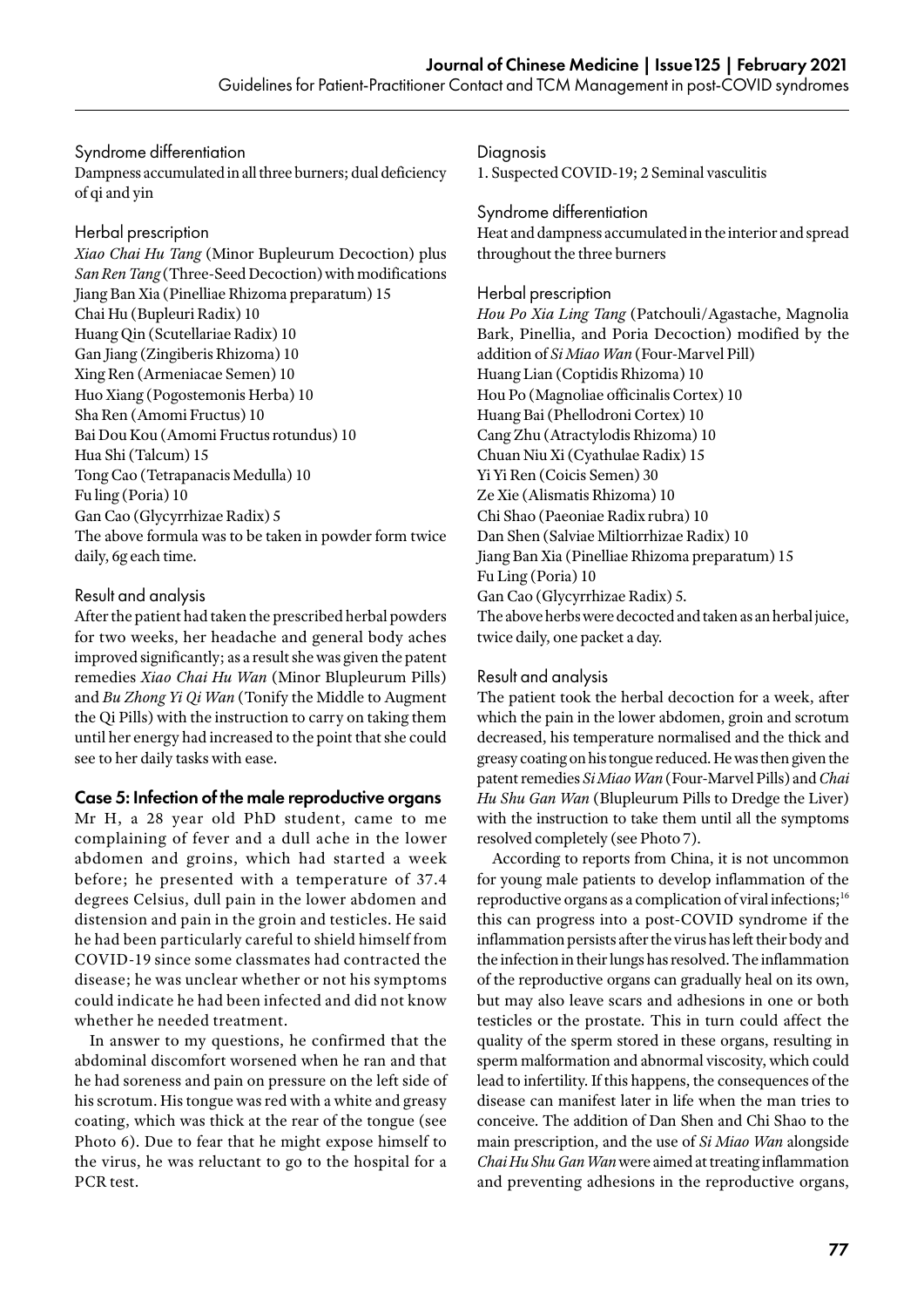### Syndrome differentiation

Dampness accumulated in all three burners; dual deficiency of qi and yin

### Herbal prescription

*Xiao Chai Hu Tang* (Minor Bupleurum Decoction) plus *San Ren Tang* (Three-Seed Decoction) with modifications
Jiang Ban Xia (Pinelliae Rhizoma preparatum) 15
Chai Hu (Bupleuri Radix) 10
Huang Qin (Scutellariae Radix) 10
Gan Jiang (Zingiberis Rhizoma) 10
Xing Ren (Armeniacae Semen) 10
Huo Xiang (Pogostemonis Herba) 10
Sha Ren (Amomi Fructus) 10
Bai Dou Kou (Amomi Fructus rotundus) 10
Hua Shi (Talcum) 15
Tong Cao (Tetrapanacis Medulla) 10
Fu ling (Poria) 10
Gan Cao (Glycyrrhizae Radix) 5
The above formula was to be taken in powder form twice daily, 6g each time.

### Result and analysis

After the patient had taken the prescribed herbal powders for two weeks, her headache and general body aches improved significantly; as a result she was given the patent remedies *Xiao Chai Hu Wan* (Minor Blupleurum Pills) and *Bu Zhong Yi Qi Wan* (Tonify the Middle to Augment the Qi Pills) with the instruction to carry on taking them until her energy had increased to the point that she could see to her daily tasks with ease.

## Case 5: Infection of the male reproductive organs

Mr H, a 28 year old PhD student, came to me complaining of fever and a dull ache in the lower abdomen and groins, which had started a week before; he presented with a temperature of 37.4 degrees Celsius, dull pain in the lower abdomen and distension and pain in the groin and testicles. He said he had been particularly careful to shield himself from COVID-19 since some classmates had contracted the disease; he was unclear whether or not his symptoms could indicate he had been infected and did not know whether he needed treatment.

In answer to my questions, he confirmed that the abdominal discomfort worsened when he ran and that he had soreness and pain on pressure on the left side of his scrotum. His tongue was red with a white and greasy coating, which was thick at the rear of the tongue (see Photo 6). Due to fear that he might expose himself to the virus, he was reluctant to go to the hospital for a PCR test.

### Diagnosis

1. Suspected COVID-19; 2 Seminal vasculitis

### Syndrome differentiation

Heat and dampness accumulated in the interior and spread throughout the three burners

### Herbal prescription

*Hou Po Xia Ling Tang* (Patchouli/Agastache, Magnolia Bark, Pinellia, and Poria Decoction) modified by the addition of *Si Miao Wan* (Four-Marvel Pill)
Huang Lian (Coptidis Rhizoma) 10
Hou Po (Magnoliae officinalis Cortex) 10
Huang Bai (Phellodroni Cortex) 10
Cang Zhu (Atractylodis Rhizoma) 10
Chuan Niu Xi (Cyathulae Radix) 15
Yi Yi Ren (Coicis Semen) 30
Ze Xie (Alismatis Rhizoma) 10
Chi Shao (Paeoniae Radix rubra) 10
Dan Shen (Salviae Miltiorrhizae Radix) 10
Jiang Ban Xia (Pinelliae Rhizoma preparatum) 15
Fu Ling (Poria) 10
Gan Cao (Glycyrrhizae Radix) 5.
The above herbs were decocted and taken as an herbal juice, twice daily, one packet a day.

### Result and analysis

The patient took the herbal decoction for a week, after which the pain in the lower abdomen, groin and scrotum decreased, his temperature normalised and the thick and greasy coating on his tongue reduced. He was then given the patent remedies *Si Miao Wan* (Four-Marvel Pills) and *Chai Hu Shu Gan Wan* (Blupleurum Pills to Dredge the Liver) with the instruction to take them until all the symptoms resolved completely (see Photo 7).

According to reports from China, it is not uncommon for young male patients to develop inflammation of the reproductive organs as a complication of viral infections;[16] this can progress into a post-COVID syndrome if the inflammation persists after the virus has left their body and the infection in their lungs has resolved. The inflammation of the reproductive organs can gradually heal on its own, but may also leave scars and adhesions in one or both testicles or the prostate. This in turn could affect the quality of the sperm stored in these organs, resulting in sperm malformation and abnormal viscosity, which could lead to infertility. If this happens, the consequences of the disease can manifest later in life when the man tries to conceive. The addition of Dan Shen and Chi Shao to the main prescription, and the use of *Si Miao Wan* alongside *Chai Hu Shu Gan Wan* were aimed at treating inflammation and preventing adhesions in the reproductive organs,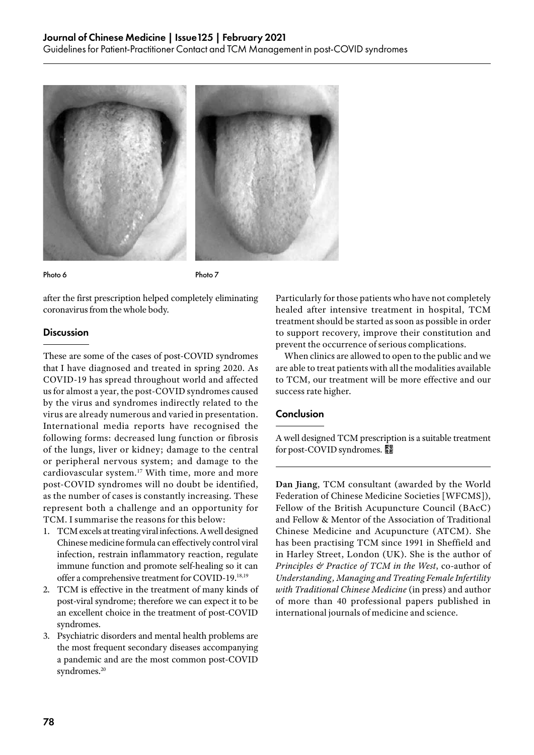Photo 6

Photo 7

after the first prescription helped completely eliminating coronavirus from the whole body.

## Discussion

These are some of the cases of post-COVID syndromes that I have diagnosed and treated in spring 2020. As COVID-19 has spread throughout world and affected us for almost a year, the post-COVID syndromes caused by the virus and syndromes indirectly related to the virus are already numerous and varied in presentation. International media reports have recognised the following forms: decreased lung function or fibrosis of the lungs, liver or kidney; damage to the central or peripheral nervous system; and damage to the cardiovascular system.[17] With time, more and more post-COVID syndromes will no doubt be identified, as the number of cases is constantly increasing. These represent both a challenge and an opportunity for TCM. I summarise the reasons for this below:

1. TCM excels at treating viral infections. A well designed Chinese medicine formula can effectively control viral infection, restrain inflammatory reaction, regulate immune function and promote self-healing so it can offer a comprehensive treatment for COVID-19.[18,19]
2. TCM is effective in the treatment of many kinds of post-viral syndrome; therefore we can expect it to be an excellent choice in the treatment of post-COVID syndromes.
3. Psychiatric disorders and mental health problems are the most frequent secondary diseases accompanying a pandemic and are the most common post-COVID syndromes.[20]

Particularly for those patients who have not completely healed after intensive treatment in hospital, TCM treatment should be started as soon as possible in order to support recovery, improve their constitution and prevent the occurrence of serious complications.

When clinics are allowed to open to the public and we are able to treat patients with all the modalities available to TCM, our treatment will be more effective and our success rate higher.

## Conclusion

A well designed TCM prescription is a suitable treatment for post-COVID syndromes.

**Dan Jiang**, TCM consultant (awarded by the World Federation of Chinese Medicine Societies [WFCMS]), Fellow of the British Acupuncture Council (BAcC) and Fellow & Mentor of the Association of Traditional Chinese Medicine and Acupuncture (ATCM). She has been practising TCM since 1991 in Sheffield and in Harley Street, London (UK). She is the author of *Principles & Practice of TCM in the West*, co-author of *Understanding, Managing and Treating Female Infertility with Traditional Chinese Medicine* (in press) and author of more than 40 professional papers published in international journals of medicine and science.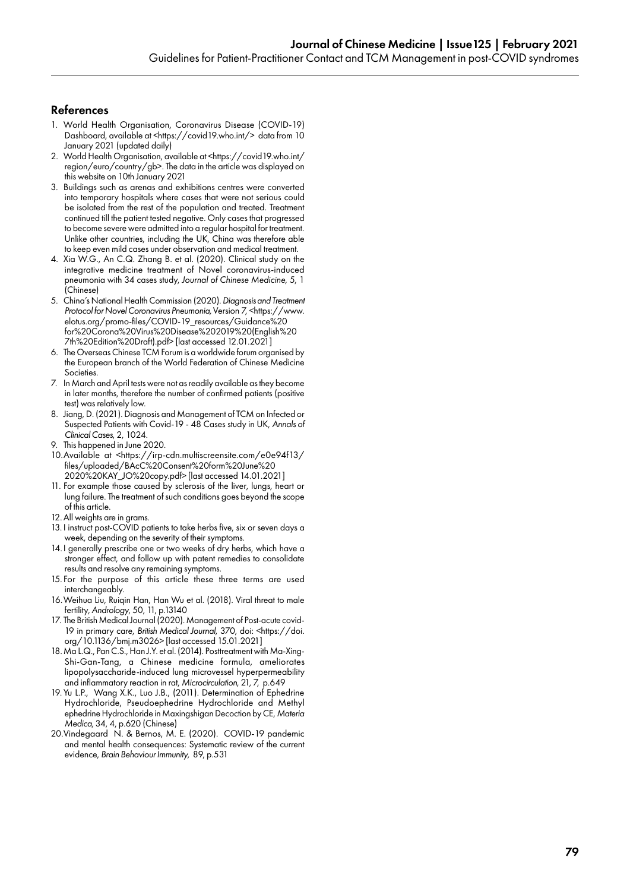## References

1. World Health Organisation, Coronavirus Disease (COVID-19) Dashboard, available at <https://covid19.who.int/> data from 10 January 2021 (updated daily)
2. World Health Organisation, available at <https://covid19.who.int/region/euro/country/gb>. The data in the article was displayed on this website on 10th January 2021
3. Buildings such as arenas and exhibitions centres were converted into temporary hospitals where cases that were not serious could be isolated from the rest of the population and treated. Treatment continued till the patient tested negative. Only cases that progressed to become severe were admitted into a regular hospital for treatment. Unlike other countries, including the UK, China was therefore able to keep even mild cases under observation and medical treatment.
4. Xia W.G., An C.Q. Zhang B. et al. (2020). Clinical study on the integrative medicine treatment of Novel coronavirus-induced pneumonia with 34 cases study, *Journal of Chinese Medicine*, 5, 1 (Chinese)
5. China's National Health Commission (2020). *Diagnosis and Treatment Protocol for Novel Coronavirus Pneumonia*, Version 7, <https://www.elotus.org/promo-files/COVID-19_resources/Guidance%20for%20Corona%20Virus%20Disease%202019%20(English%207th%20Edition%20Draft).pdf> [last accessed 12.01.2021]
6. The Overseas Chinese TCM Forum is a worldwide forum organised by the European branch of the World Federation of Chinese Medicine Societies.
7. In March and April tests were not as readily available as they become in later months, therefore the number of confirmed patients (positive test) was relatively low.
8. Jiang, D. (2021). Diagnosis and Management of TCM on Infected or Suspected Patients with Covid-19 - 48 Cases study in UK, *Annals of Clinical Cases*, 2, 1024.
9. This happened in June 2020.
10. Available at <https://irp-cdn.multiscreensite.com/e0e94f13/files/uploaded/BAcC%20Consent%20form%20June%202020%20KAY_JO%20copy.pdf> [last accessed 14.01.2021]
11. For example those caused by sclerosis of the liver, lungs, heart or lung failure. The treatment of such conditions goes beyond the scope of this article.
12. All weights are in grams.
13. I instruct post-COVID patients to take herbs five, six or seven days a week, depending on the severity of their symptoms.
14. I generally prescribe one or two weeks of dry herbs, which have a stronger effect, and follow up with patent remedies to consolidate results and resolve any remaining symptoms.
15. For the purpose of this article these three terms are used interchangeably.
16. Weihua Liu, Ruiqin Han, Han Wu et al. (2018). Viral threat to male fertility, *Andrology*, 50, 11, p.13140
17. The British Medical Journal (2020). Management of Post-acute covid-19 in primary care, *British Medical Journal*, 370, doi: <https://doi.org/10.1136/bmj.m3026> [last accessed 15.01.2021]
18. Ma L.Q., Pan C.S., Han J.Y. et al. (2014). Posttreatment with Ma-Xing-Shi-Gan-Tang, a Chinese medicine formula, ameliorates lipopolysaccharide-induced lung microvessel hyperpermeability and inflammatory reaction in rat, *Microcirculation*, 21, 7, p.649
19. Yu L.P., Wang X.K., Luo J.B., (2011). Determination of Ephedrine Hydrochloride, Pseudoephedrine Hydrochloride and Methyl ephedrine Hydrochloride in Maxingshigan Decoction by CE, *Materia Medica*, 34, 4, p.620 (Chinese)
20. Vindegaard N. & Bernos, M. E. (2020). COVID-19 pandemic and mental health consequences: Systematic review of the current evidence, *Brain Behaviour Immunity*, 89, p.531